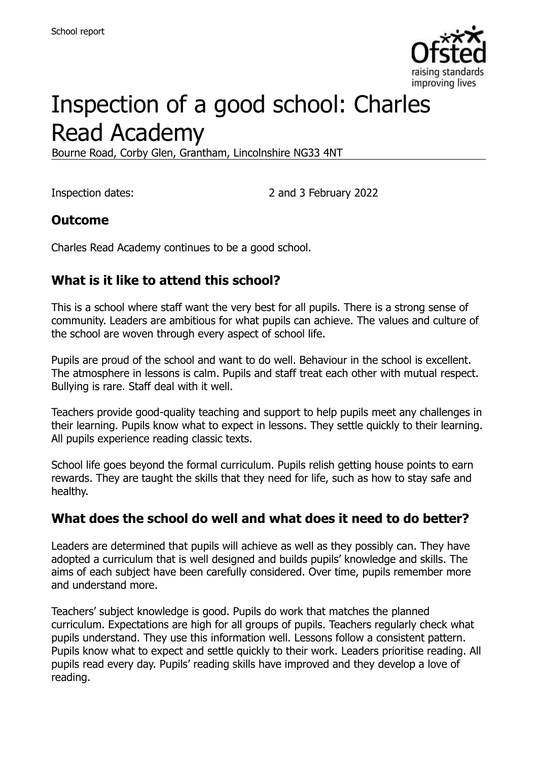School report

# Inspection of a good school: Charles Read Academy

Bourne Road, Corby Glen, Grantham, Lincolnshire NG33 4NT

Inspection dates: 2 and 3 February 2022

## Outcome

Charles Read Academy continues to be a good school.

## What is it like to attend this school?

This is a school where staff want the very best for all pupils. There is a strong sense of community. Leaders are ambitious for what pupils can achieve. The values and culture of the school are woven through every aspect of school life.

Pupils are proud of the school and want to do well. Behaviour in the school is excellent. The atmosphere in lessons is calm. Pupils and staff treat each other with mutual respect. Bullying is rare. Staff deal with it well.

Teachers provide good-quality teaching and support to help pupils meet any challenges in their learning. Pupils know what to expect in lessons. They settle quickly to their learning. All pupils experience reading classic texts.

School life goes beyond the formal curriculum. Pupils relish getting house points to earn rewards. They are taught the skills that they need for life, such as how to stay safe and healthy.

## What does the school do well and what does it need to do better?

Leaders are determined that pupils will achieve as well as they possibly can. They have adopted a curriculum that is well designed and builds pupils' knowledge and skills. The aims of each subject have been carefully considered. Over time, pupils remember more and understand more.

Teachers' subject knowledge is good. Pupils do work that matches the planned curriculum. Expectations are high for all groups of pupils. Teachers regularly check what pupils understand. They use this information well. Lessons follow a consistent pattern. Pupils know what to expect and settle quickly to their work. Leaders prioritise reading. All pupils read every day. Pupils' reading skills have improved and they develop a love of reading.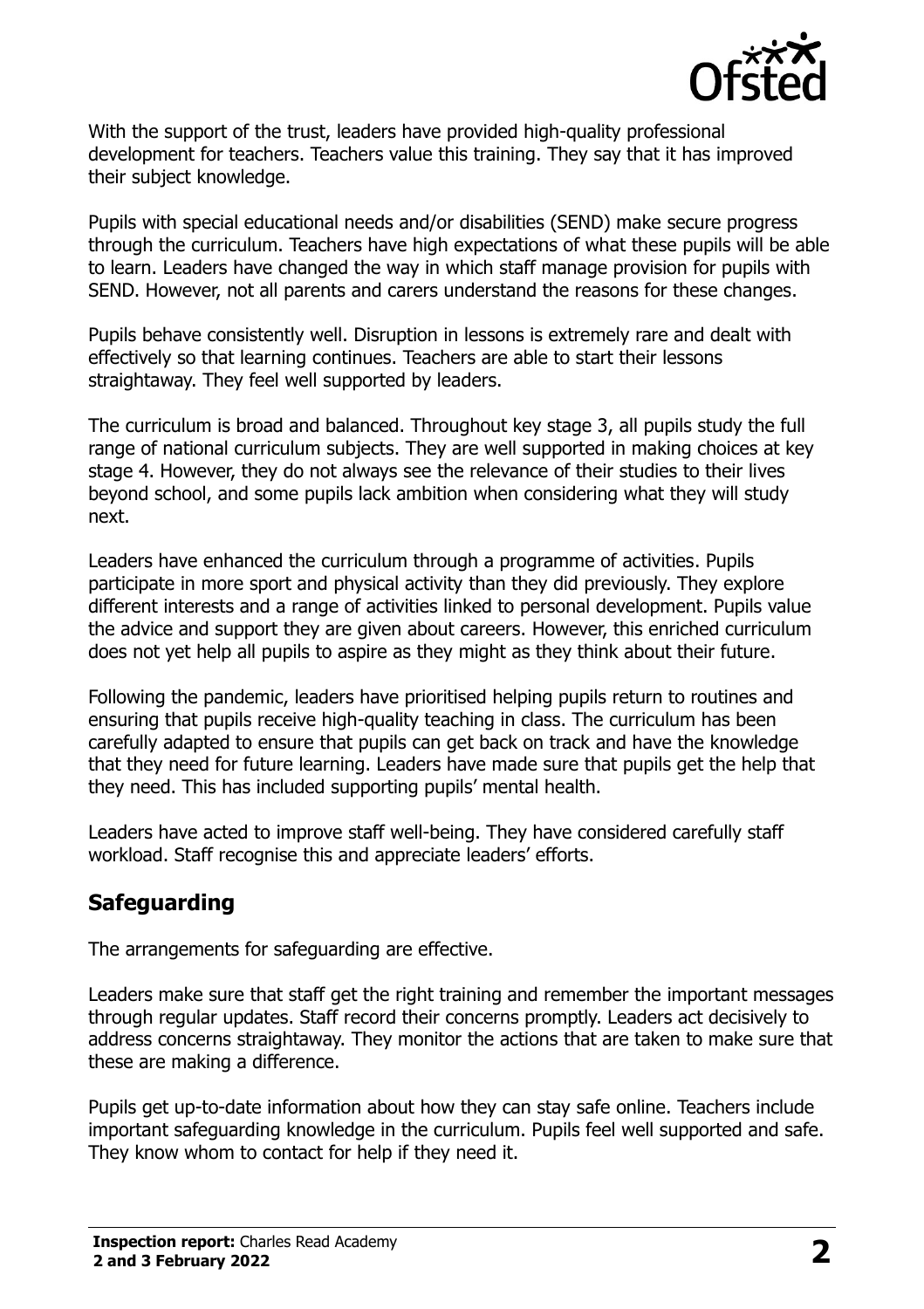With the support of the trust, leaders have provided high-quality professional development for teachers. Teachers value this training. They say that it has improved their subject knowledge.

Pupils with special educational needs and/or disabilities (SEND) make secure progress through the curriculum. Teachers have high expectations of what these pupils will be able to learn. Leaders have changed the way in which staff manage provision for pupils with SEND. However, not all parents and carers understand the reasons for these changes.

Pupils behave consistently well. Disruption in lessons is extremely rare and dealt with effectively so that learning continues. Teachers are able to start their lessons straightaway. They feel well supported by leaders.

The curriculum is broad and balanced. Throughout key stage 3, all pupils study the full range of national curriculum subjects. They are well supported in making choices at key stage 4. However, they do not always see the relevance of their studies to their lives beyond school, and some pupils lack ambition when considering what they will study next.

Leaders have enhanced the curriculum through a programme of activities. Pupils participate in more sport and physical activity than they did previously. They explore different interests and a range of activities linked to personal development. Pupils value the advice and support they are given about careers. However, this enriched curriculum does not yet help all pupils to aspire as they might as they think about their future.

Following the pandemic, leaders have prioritised helping pupils return to routines and ensuring that pupils receive high-quality teaching in class. The curriculum has been carefully adapted to ensure that pupils can get back on track and have the knowledge that they need for future learning. Leaders have made sure that pupils get the help that they need. This has included supporting pupils' mental health.

Leaders have acted to improve staff well-being. They have considered carefully staff workload. Staff recognise this and appreciate leaders' efforts.

## Safeguarding

The arrangements for safeguarding are effective.

Leaders make sure that staff get the right training and remember the important messages through regular updates. Staff record their concerns promptly. Leaders act decisively to address concerns straightaway. They monitor the actions that are taken to make sure that these are making a difference.

Pupils get up-to-date information about how they can stay safe online. Teachers include important safeguarding knowledge in the curriculum. Pupils feel well supported and safe. They know whom to contact for help if they need it.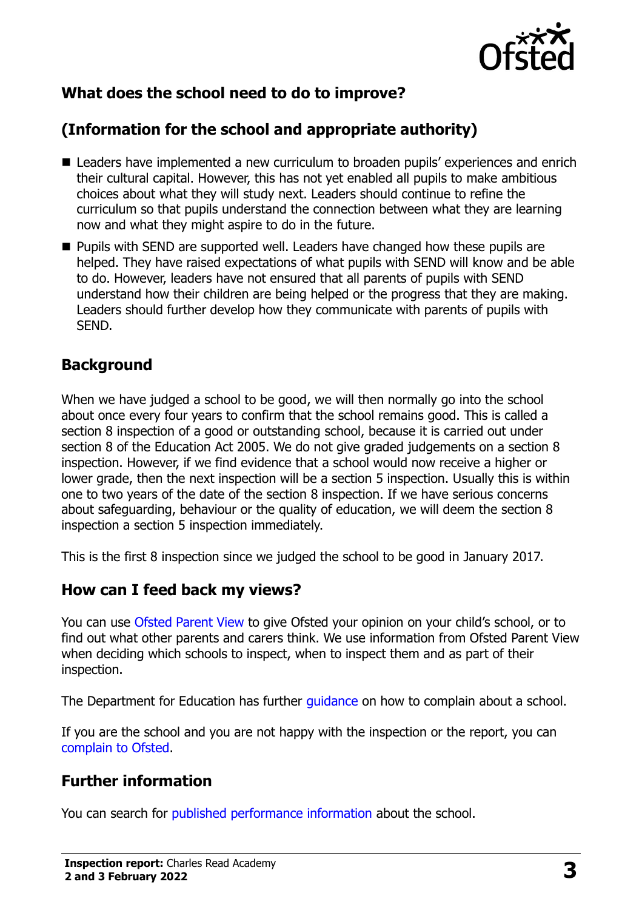## What does the school need to do to improve?

## (Information for the school and appropriate authority)

- Leaders have implemented a new curriculum to broaden pupils' experiences and enrich their cultural capital. However, this has not yet enabled all pupils to make ambitious choices about what they will study next. Leaders should continue to refine the curriculum so that pupils understand the connection between what they are learning now and what they might aspire to do in the future.
- Pupils with SEND are supported well. Leaders have changed how these pupils are helped. They have raised expectations of what pupils with SEND will know and be able to do. However, leaders have not ensured that all parents of pupils with SEND understand how their children are being helped or the progress that they are making. Leaders should further develop how they communicate with parents of pupils with SEND.

## Background

When we have judged a school to be good, we will then normally go into the school about once every four years to confirm that the school remains good. This is called a section 8 inspection of a good or outstanding school, because it is carried out under section 8 of the Education Act 2005. We do not give graded judgements on a section 8 inspection. However, if we find evidence that a school would now receive a higher or lower grade, then the next inspection will be a section 5 inspection. Usually this is within one to two years of the date of the section 8 inspection. If we have serious concerns about safeguarding, behaviour or the quality of education, we will deem the section 8 inspection a section 5 inspection immediately.

This is the first 8 inspection since we judged the school to be good in January 2017.

## How can I feed back my views?

You can use Ofsted Parent View to give Ofsted your opinion on your child's school, or to find out what other parents and carers think. We use information from Ofsted Parent View when deciding which schools to inspect, when to inspect them and as part of their inspection.

The Department for Education has further guidance on how to complain about a school.

If you are the school and you are not happy with the inspection or the report, you can complain to Ofsted.

## Further information

You can search for published performance information about the school.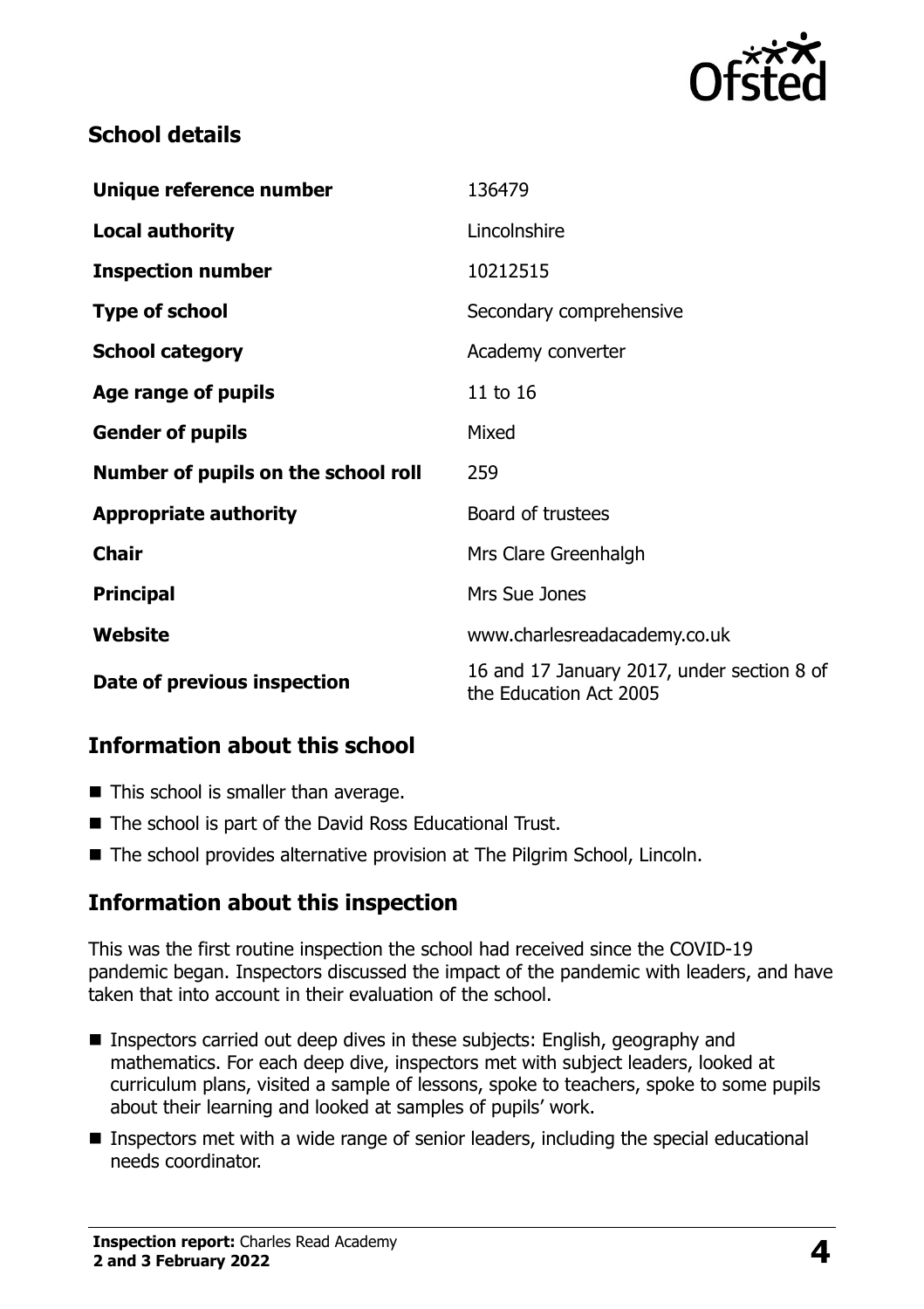## School details

| | |
|---|---|
| **Unique reference number** | 136479 |
| **Local authority** | Lincolnshire |
| **Inspection number** | 10212515 |
| **Type of school** | Secondary comprehensive |
| **School category** | Academy converter |
| **Age range of pupils** | 11 to 16 |
| **Gender of pupils** | Mixed |
| **Number of pupils on the school roll** | 259 |
| **Appropriate authority** | Board of trustees |
| **Chair** | Mrs Clare Greenhalgh |
| **Principal** | Mrs Sue Jones |
| **Website** | www.charlesreadacademy.co.uk |
| **Date of previous inspection** | 16 and 17 January 2017, under section 8 of the Education Act 2005 |

## Information about this school

- This school is smaller than average.
- The school is part of the David Ross Educational Trust.
- The school provides alternative provision at The Pilgrim School, Lincoln.

## Information about this inspection

This was the first routine inspection the school had received since the COVID-19 pandemic began. Inspectors discussed the impact of the pandemic with leaders, and have taken that into account in their evaluation of the school.

- Inspectors carried out deep dives in these subjects: English, geography and mathematics. For each deep dive, inspectors met with subject leaders, looked at curriculum plans, visited a sample of lessons, spoke to teachers, spoke to some pupils about their learning and looked at samples of pupils' work.
- Inspectors met with a wide range of senior leaders, including the special educational needs coordinator.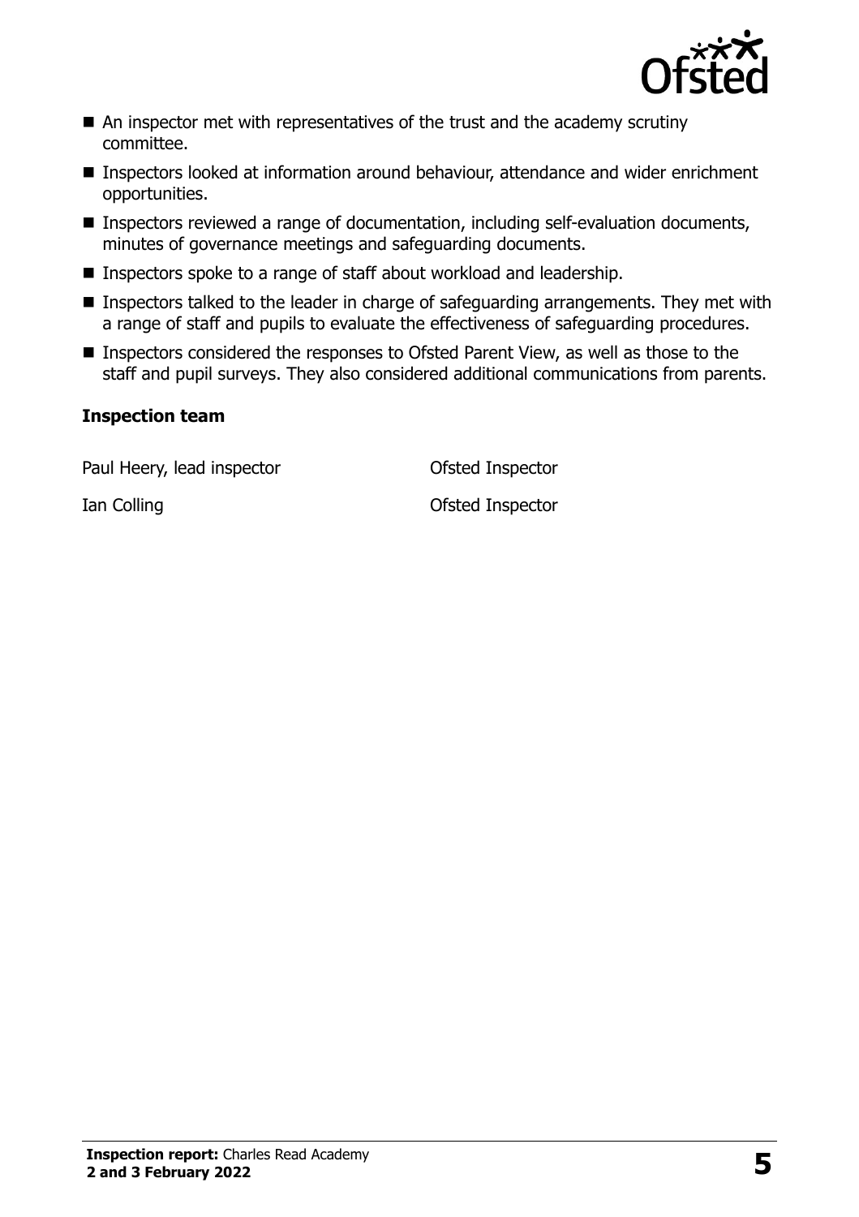- An inspector met with representatives of the trust and the academy scrutiny committee.
- Inspectors looked at information around behaviour, attendance and wider enrichment opportunities.
- Inspectors reviewed a range of documentation, including self-evaluation documents, minutes of governance meetings and safeguarding documents.
- Inspectors spoke to a range of staff about workload and leadership.
- Inspectors talked to the leader in charge of safeguarding arrangements. They met with a range of staff and pupils to evaluate the effectiveness of safeguarding procedures.
- Inspectors considered the responses to Ofsted Parent View, as well as those to the staff and pupil surveys. They also considered additional communications from parents.

**Inspection team**

| | |
|---|---|
| Paul Heery, lead inspector | Ofsted Inspector |
| Ian Colling | Ofsted Inspector |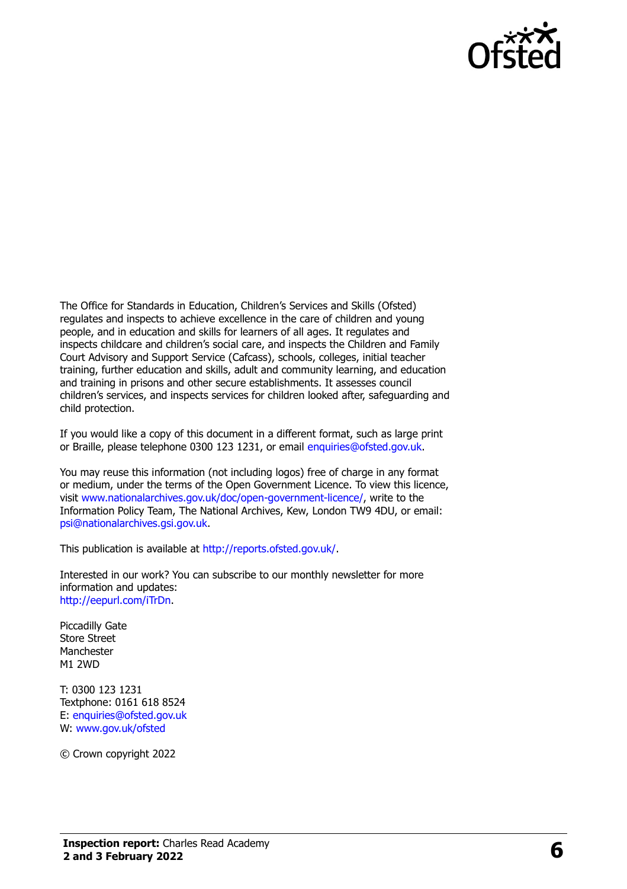The Office for Standards in Education, Children's Services and Skills (Ofsted) regulates and inspects to achieve excellence in the care of children and young people, and in education and skills for learners of all ages. It regulates and inspects childcare and children's social care, and inspects the Children and Family Court Advisory and Support Service (Cafcass), schools, colleges, initial teacher training, further education and skills, adult and community learning, and education and training in prisons and other secure establishments. It assesses council children's services, and inspects services for children looked after, safeguarding and child protection.

If you would like a copy of this document in a different format, such as large print or Braille, please telephone 0300 123 1231, or email enquiries@ofsted.gov.uk.

You may reuse this information (not including logos) free of charge in any format or medium, under the terms of the Open Government Licence. To view this licence, visit www.nationalarchives.gov.uk/doc/open-government-licence/, write to the Information Policy Team, The National Archives, Kew, London TW9 4DU, or email: psi@nationalarchives.gsi.gov.uk.

This publication is available at http://reports.ofsted.gov.uk/.

Interested in our work? You can subscribe to our monthly newsletter for more information and updates:
http://eepurl.com/iTrDn.

Piccadilly Gate
Store Street
Manchester
M1 2WD

T: 0300 123 1231
Textphone: 0161 618 8524
E: enquiries@ofsted.gov.uk
W: www.gov.uk/ofsted

© Crown copyright 2022